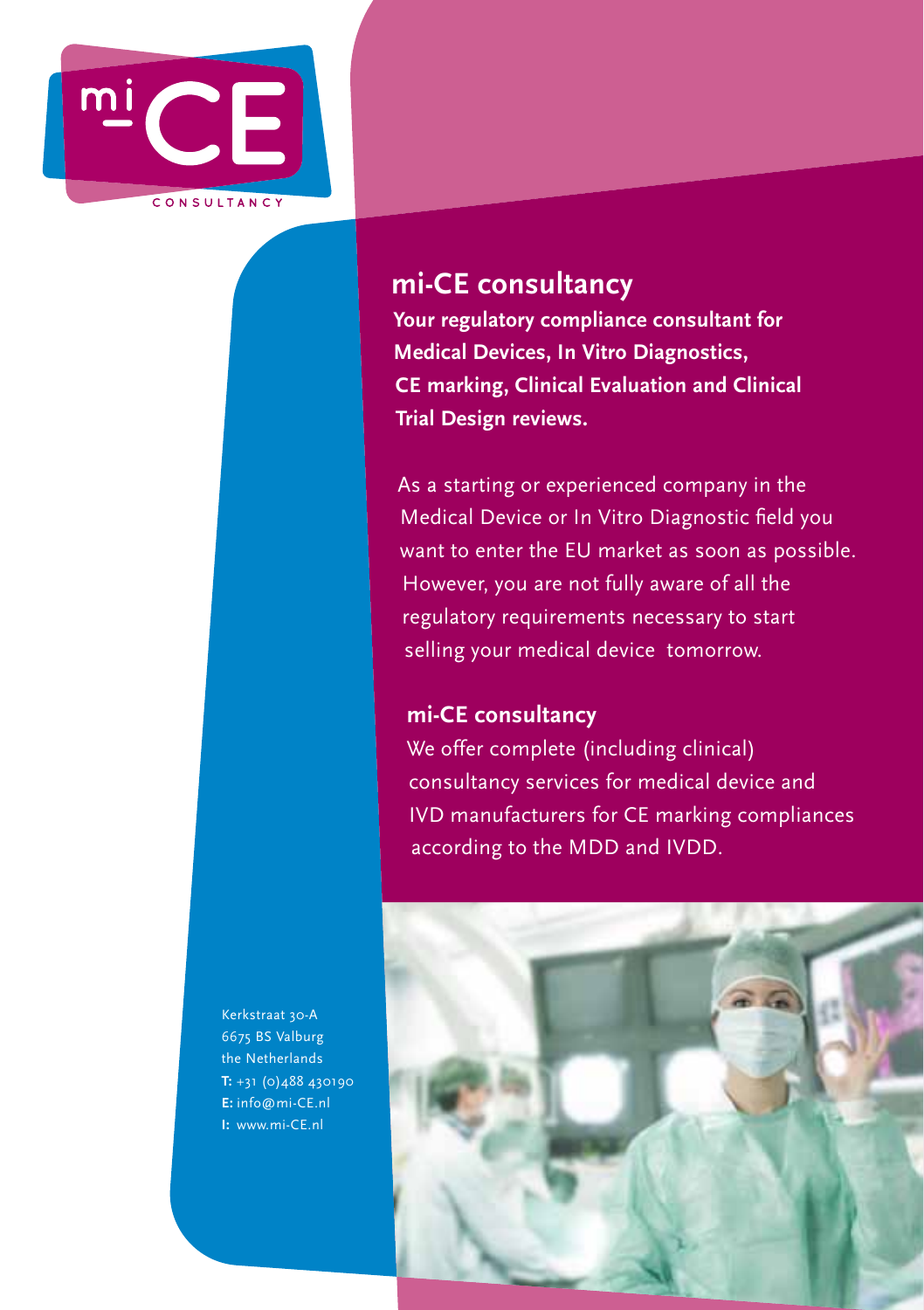mi CE CONSULTANCY

## mi-CE consultancy

**Your regulatory compliance consultant for Medical Devices, In Vitro Diagnostics, CE marking, Clinical Evaluation and Clinical Trial Design reviews.**

As a starting or experienced company in the Medical Device or In Vitro Diagnostic field you want to enter the EU market as soon as possible. However, you are not fully aware of all the regulatory requirements necessary to start selling your medical device tomorrow.

### mi-CE consultancy

We offer complete (including clinical) consultancy services for medical device and IVD manufacturers for CE marking compliances according to the MDD and IVDD.

Kerkstraat 30-A
6675 BS Valburg
the Netherlands
**T:** +31 (0)488 430190
**E:** info@mi-CE.nl
**I:** www.mi-CE.nl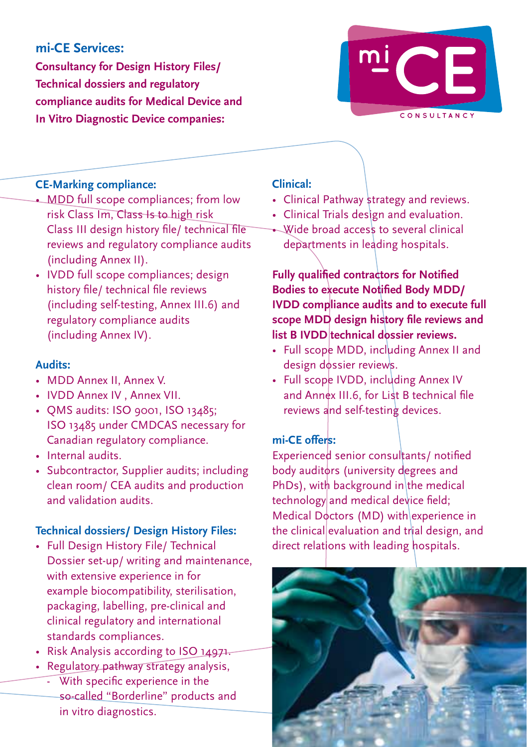## mi-CE Services:

**Consultancy for Design History Files/ Technical dossiers and regulatory compliance audits for Medical Device and In Vitro Diagnostic Device companies:**

mi-CE CONSULTANCY

### CE-Marking compliance:

- MDD full scope compliances; from low risk Class Im, Class Is to high risk Class III design history file/ technical file reviews and regulatory compliance audits (including Annex II).
- IVDD full scope compliances; design history file/ technical file reviews (including self-testing, Annex III.6) and regulatory compliance audits (including Annex IV).

### Audits:

- MDD Annex II, Annex V.
- IVDD Annex IV , Annex VII.
- QMS audits: ISO 9001, ISO 13485; ISO 13485 under CMDCAS necessary for Canadian regulatory compliance.
- Internal audits.
- Subcontractor, Supplier audits; including clean room/ CEA audits and production and validation audits.

### Technical dossiers/ Design History Files:

- Full Design History File/ Technical Dossier set-up/ writing and maintenance, with extensive experience in for example biocompatibility, sterilisation, packaging, labelling, pre-clinical and clinical regulatory and international standards compliances.
- Risk Analysis according to ISO 14971.
- Regulatory pathway strategy analysis,
  - With specific experience in the so-called "Borderline" products and in vitro diagnostics.

### Clinical:

- Clinical Pathway strategy and reviews.
- Clinical Trials design and evaluation.
- Wide broad access to several clinical departments in leading hospitals.

**Fully qualified contractors for Notified Bodies to execute Notified Body MDD/ IVDD compliance audits and to execute full scope MDD design history file reviews and list B IVDD technical dossier reviews.**

- Full scope MDD, including Annex II and design dossier reviews.
- Full scope IVDD, including Annex IV and Annex III.6, for List B technical file reviews and self-testing devices.

### mi-CE offers:

Experienced senior consultants/ notified body auditors (university degrees and PhDs), with background in the medical technology and medical device field; Medical Doctors (MD) with experience in the clinical evaluation and trial design, and direct relations with leading hospitals.